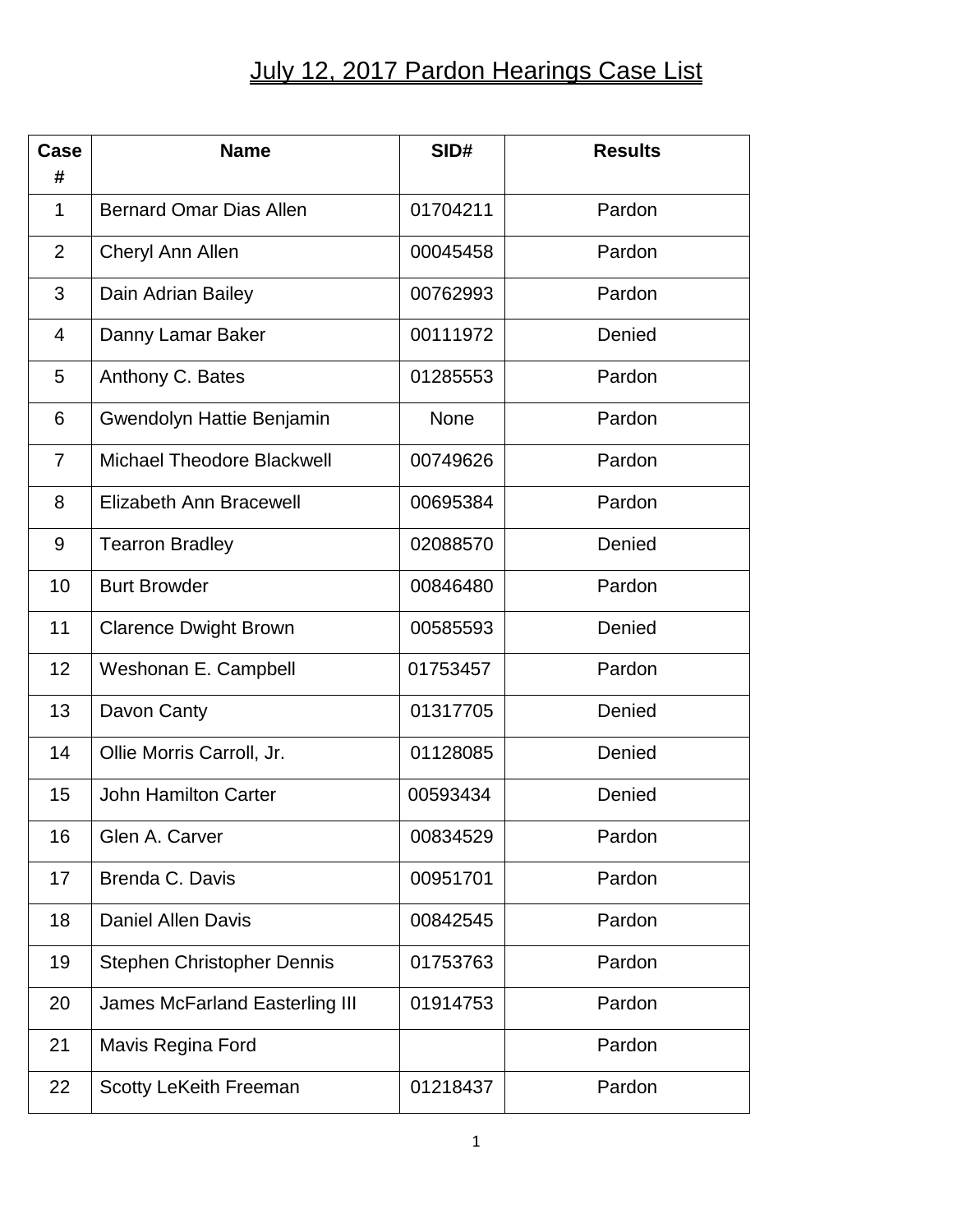# July 12, 2017 Pardon Hearings Case List

| Case # | Name | SID# | Results |
|---|---|---|---|
| 1 | Bernard Omar Dias Allen | 01704211 | Pardon |
| 2 | Cheryl Ann Allen | 00045458 | Pardon |
| 3 | Dain Adrian Bailey | 00762993 | Pardon |
| 4 | Danny Lamar Baker | 00111972 | Denied |
| 5 | Anthony C. Bates | 01285553 | Pardon |
| 6 | Gwendolyn Hattie Benjamin | None | Pardon |
| 7 | Michael Theodore Blackwell | 00749626 | Pardon |
| 8 | Elizabeth Ann Bracewell | 00695384 | Pardon |
| 9 | Tearron Bradley | 02088570 | Denied |
| 10 | Burt Browder | 00846480 | Pardon |
| 11 | Clarence Dwight Brown | 00585593 | Denied |
| 12 | Weshonan E. Campbell | 01753457 | Pardon |
| 13 | Davon Canty | 01317705 | Denied |
| 14 | Ollie Morris Carroll, Jr. | 01128085 | Denied |
| 15 | John Hamilton Carter | 00593434 | Denied |
| 16 | Glen A. Carver | 00834529 | Pardon |
| 17 | Brenda C. Davis | 00951701 | Pardon |
| 18 | Daniel Allen Davis | 00842545 | Pardon |
| 19 | Stephen Christopher Dennis | 01753763 | Pardon |
| 20 | James McFarland Easterling III | 01914753 | Pardon |
| 21 | Mavis Regina Ford | | Pardon |
| 22 | Scotty LeKeith Freeman | 01218437 | Pardon |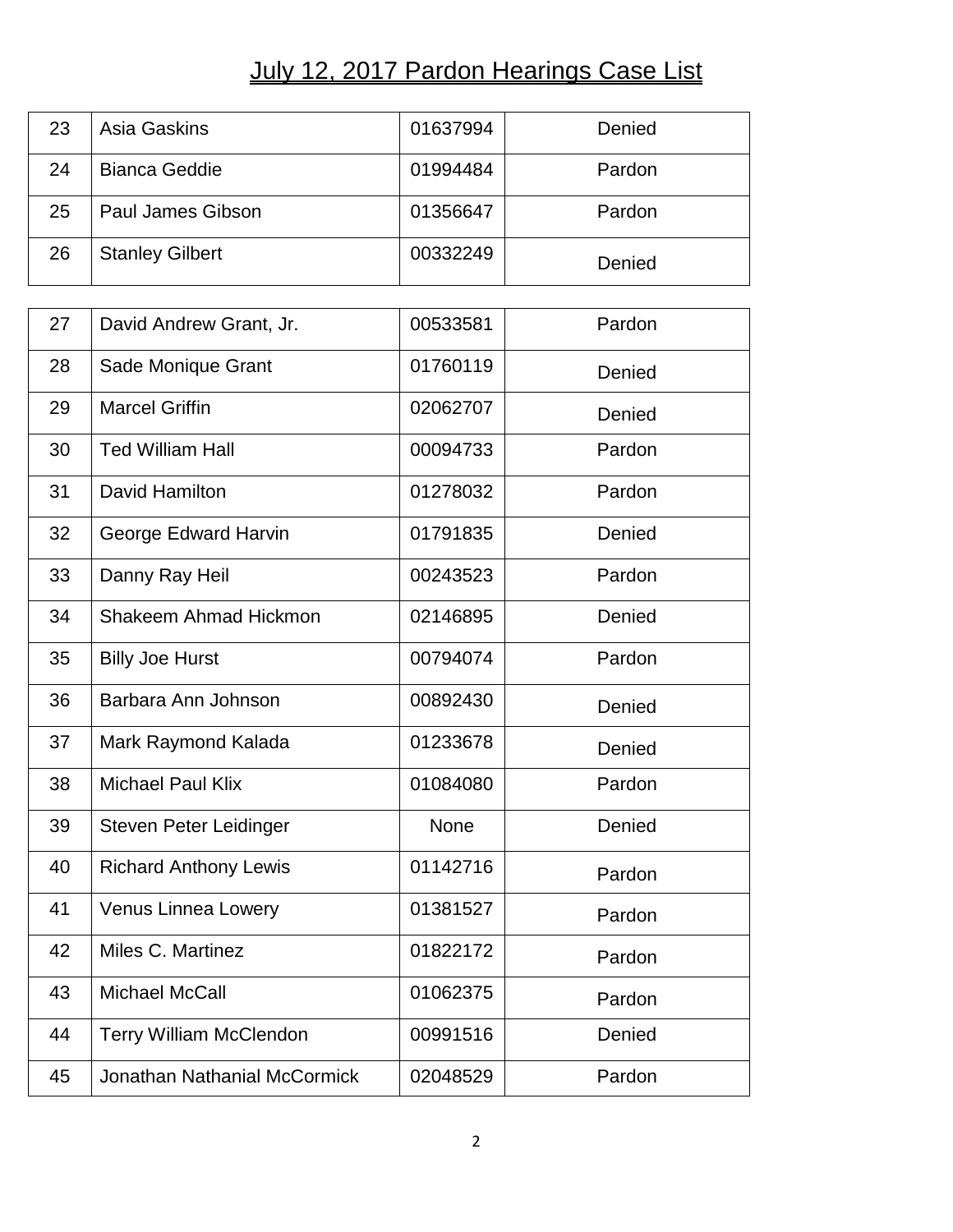# July 12, 2017 Pardon Hearings Case List

| | | | |
|---|---|---|---|
| 23 | Asia Gaskins | 01637994 | Denied |
| 24 | Bianca Geddie | 01994484 | Pardon |
| 25 | Paul James Gibson | 01356647 | Pardon |
| 26 | Stanley Gilbert | 00332249 | Denied |
| 27 | David Andrew Grant, Jr. | 00533581 | Pardon |
| 28 | Sade Monique Grant | 01760119 | Denied |
| 29 | Marcel Griffin | 02062707 | Denied |
| 30 | Ted William Hall | 00094733 | Pardon |
| 31 | David Hamilton | 01278032 | Pardon |
| 32 | George Edward Harvin | 01791835 | Denied |
| 33 | Danny Ray Heil | 00243523 | Pardon |
| 34 | Shakeem Ahmad Hickmon | 02146895 | Denied |
| 35 | Billy Joe Hurst | 00794074 | Pardon |
| 36 | Barbara Ann Johnson | 00892430 | Denied |
| 37 | Mark Raymond Kalada | 01233678 | Denied |
| 38 | Michael Paul Klix | 01084080 | Pardon |
| 39 | Steven Peter Leidinger | None | Denied |
| 40 | Richard Anthony Lewis | 01142716 | Pardon |
| 41 | Venus Linnea Lowery | 01381527 | Pardon |
| 42 | Miles C. Martinez | 01822172 | Pardon |
| 43 | Michael McCall | 01062375 | Pardon |
| 44 | Terry William McClendon | 00991516 | Denied |
| 45 | Jonathan Nathanial McCormick | 02048529 | Pardon |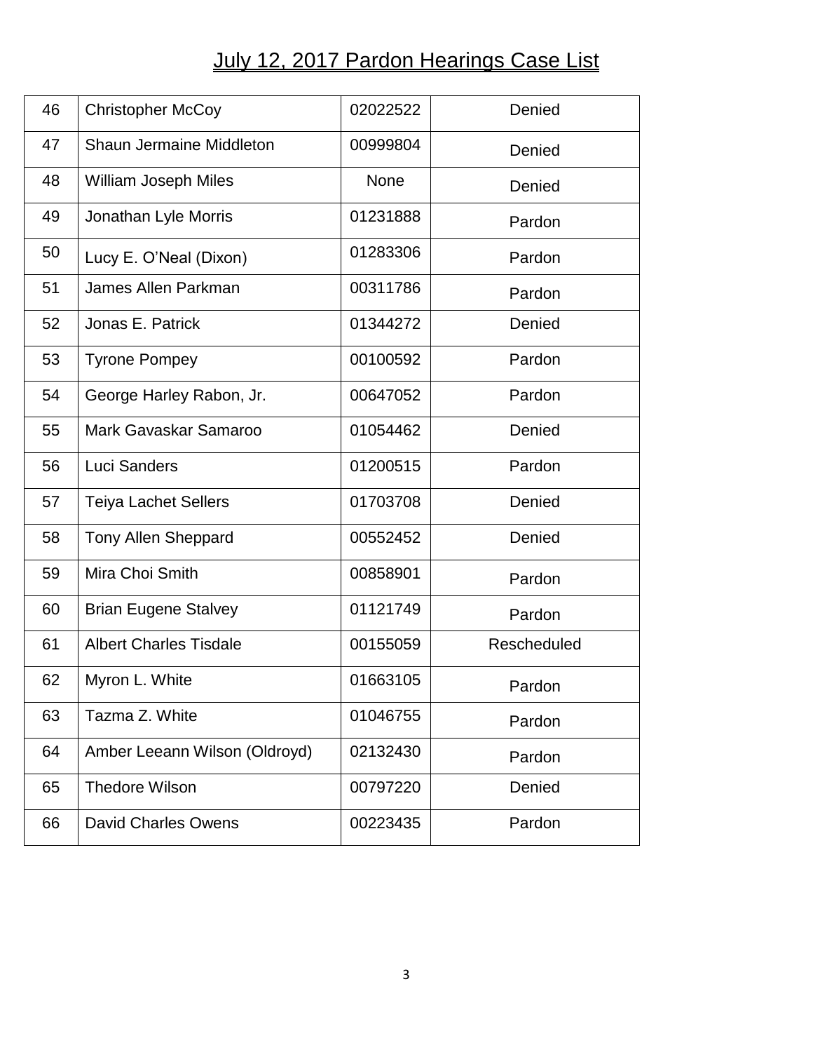# July 12, 2017 Pardon Hearings Case List

| | | | |
|---|---|---|---|
| 46 | Christopher McCoy | 02022522 | Denied |
| 47 | Shaun Jermaine Middleton | 00999804 | Denied |
| 48 | William Joseph Miles | None | Denied |
| 49 | Jonathan Lyle Morris | 01231888 | Pardon |
| 50 | Lucy E. O'Neal (Dixon) | 01283306 | Pardon |
| 51 | James Allen Parkman | 00311786 | Pardon |
| 52 | Jonas E. Patrick | 01344272 | Denied |
| 53 | Tyrone Pompey | 00100592 | Pardon |
| 54 | George Harley Rabon, Jr. | 00647052 | Pardon |
| 55 | Mark Gavaskar Samaroo | 01054462 | Denied |
| 56 | Luci Sanders | 01200515 | Pardon |
| 57 | Teiya Lachet Sellers | 01703708 | Denied |
| 58 | Tony Allen Sheppard | 00552452 | Denied |
| 59 | Mira Choi Smith | 00858901 | Pardon |
| 60 | Brian Eugene Stalvey | 01121749 | Pardon |
| 61 | Albert Charles Tisdale | 00155059 | Rescheduled |
| 62 | Myron L. White | 01663105 | Pardon |
| 63 | Tazma Z. White | 01046755 | Pardon |
| 64 | Amber Leeann Wilson (Oldroyd) | 02132430 | Pardon |
| 65 | Thedore Wilson | 00797220 | Denied |
| 66 | David Charles Owens | 00223435 | Pardon |